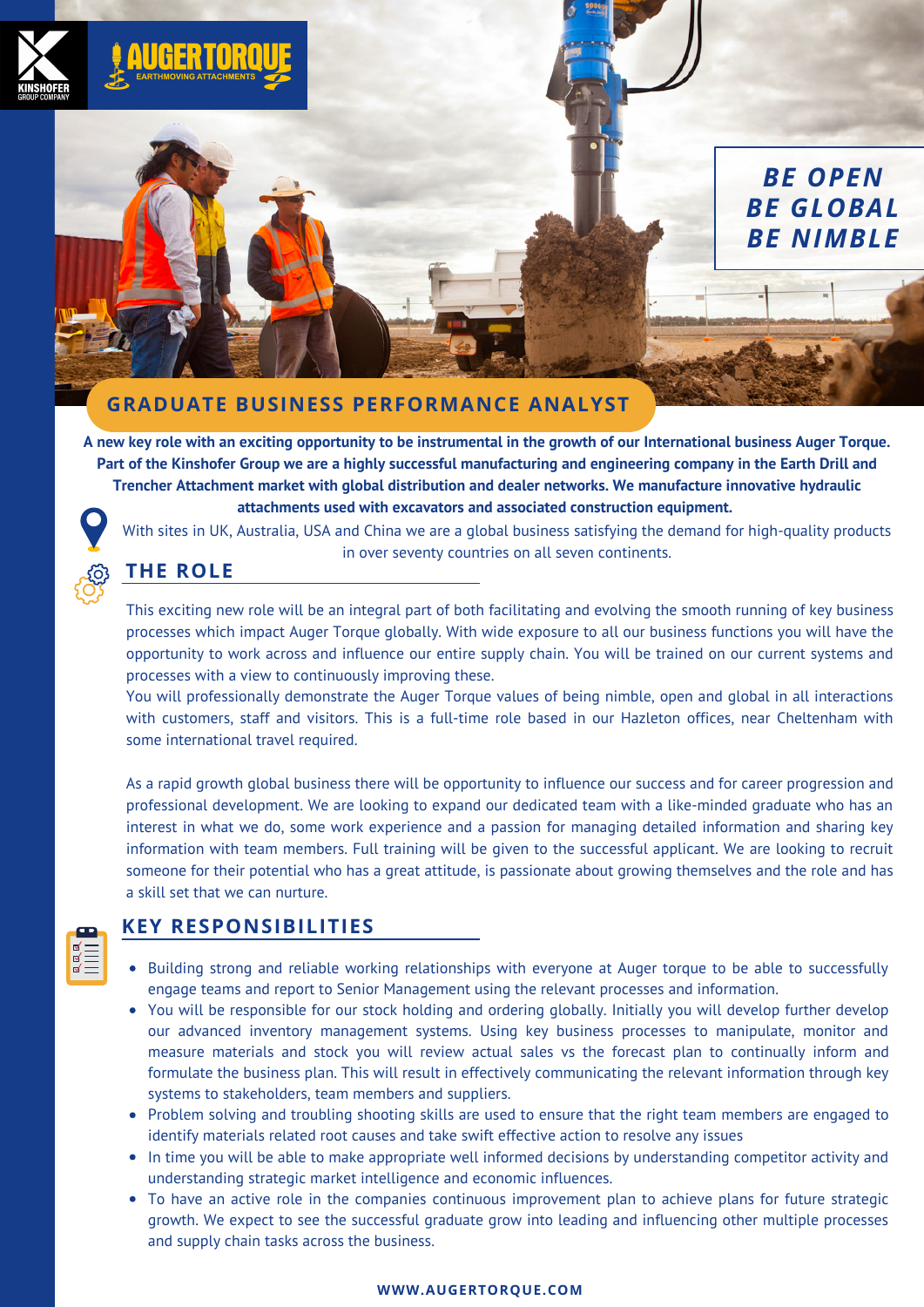AUGERTORQUE

EARTHMOVING ATTACHMENTS

KINSHOFER GROUP COMPANY

***BE OPEN***
***BE GLOBAL***
***BE NIMBLE***

# GRADUATE BUSINESS PERFORMANCE ANALYST

**A new key role with an exciting opportunity to be instrumental in the growth of our International business Auger Torque. Part of the Kinshofer Group we are a highly successful manufacturing and engineering company in the Earth Drill and Trencher Attachment market with global distribution and dealer networks. We manufacture innovative hydraulic attachments used with excavators and associated construction equipment.**

With sites in UK, Australia, USA and China we are a global business satisfying the demand for high-quality products in over seventy countries on all seven continents.

## THE ROLE

This exciting new role will be an integral part of both facilitating and evolving the smooth running of key business processes which impact Auger Torque globally. With wide exposure to all our business functions you will have the opportunity to work across and influence our entire supply chain. You will be trained on our current systems and processes with a view to continuously improving these.

You will professionally demonstrate the Auger Torque values of being nimble, open and global in all interactions with customers, staff and visitors. This is a full-time role based in our Hazleton offices, near Cheltenham with some international travel required.

As a rapid growth global business there will be opportunity to influence our success and for career progression and professional development. We are looking to expand our dedicated team with a like-minded graduate who has an interest in what we do, some work experience and a passion for managing detailed information and sharing key information with team members. Full training will be given to the successful applicant. We are looking to recruit someone for their potential who has a great attitude, is passionate about growing themselves and the role and has a skill set that we can nurture.

## KEY RESPONSIBILITIES

- Building strong and reliable working relationships with everyone at Auger torque to be able to successfully engage teams and report to Senior Management using the relevant processes and information.
- You will be responsible for our stock holding and ordering globally. Initially you will develop further develop our advanced inventory management systems. Using key business processes to manipulate, monitor and measure materials and stock you will review actual sales vs the forecast plan to continually inform and formulate the business plan. This will result in effectively communicating the relevant information through key systems to stakeholders, team members and suppliers.
- Problem solving and troubling shooting skills are used to ensure that the right team members are engaged to identify materials related root causes and take swift effective action to resolve any issues
- In time you will be able to make appropriate well informed decisions by understanding competitor activity and understanding strategic market intelligence and economic influences.
- To have an active role in the companies continuous improvement plan to achieve plans for future strategic growth. We expect to see the successful graduate grow into leading and influencing other multiple processes and supply chain tasks across the business.

WWW.AUGERTORQUE.COM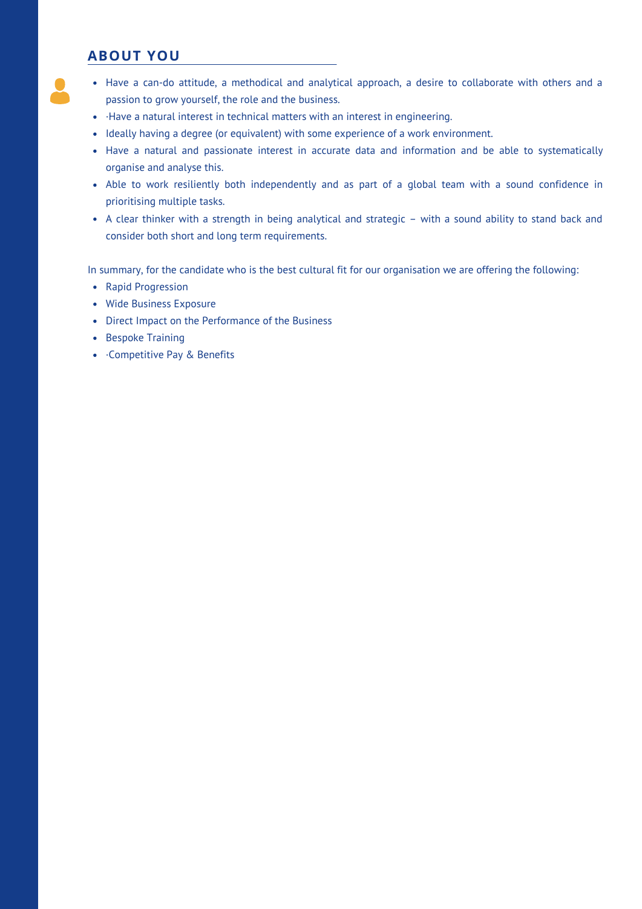## ABOUT YOU

- Have a can-do attitude, a methodical and analytical approach, a desire to collaborate with others and a passion to grow yourself, the role and the business.
- ·Have a natural interest in technical matters with an interest in engineering.
- Ideally having a degree (or equivalent) with some experience of a work environment.
- Have a natural and passionate interest in accurate data and information and be able to systematically organise and analyse this.
- Able to work resiliently both independently and as part of a global team with a sound confidence in prioritising multiple tasks.
- A clear thinker with a strength in being analytical and strategic – with a sound ability to stand back and consider both short and long term requirements.

In summary, for the candidate who is the best cultural fit for our organisation we are offering the following:

- Rapid Progression
- Wide Business Exposure
- Direct Impact on the Performance of the Business
- Bespoke Training
- ·Competitive Pay & Benefits